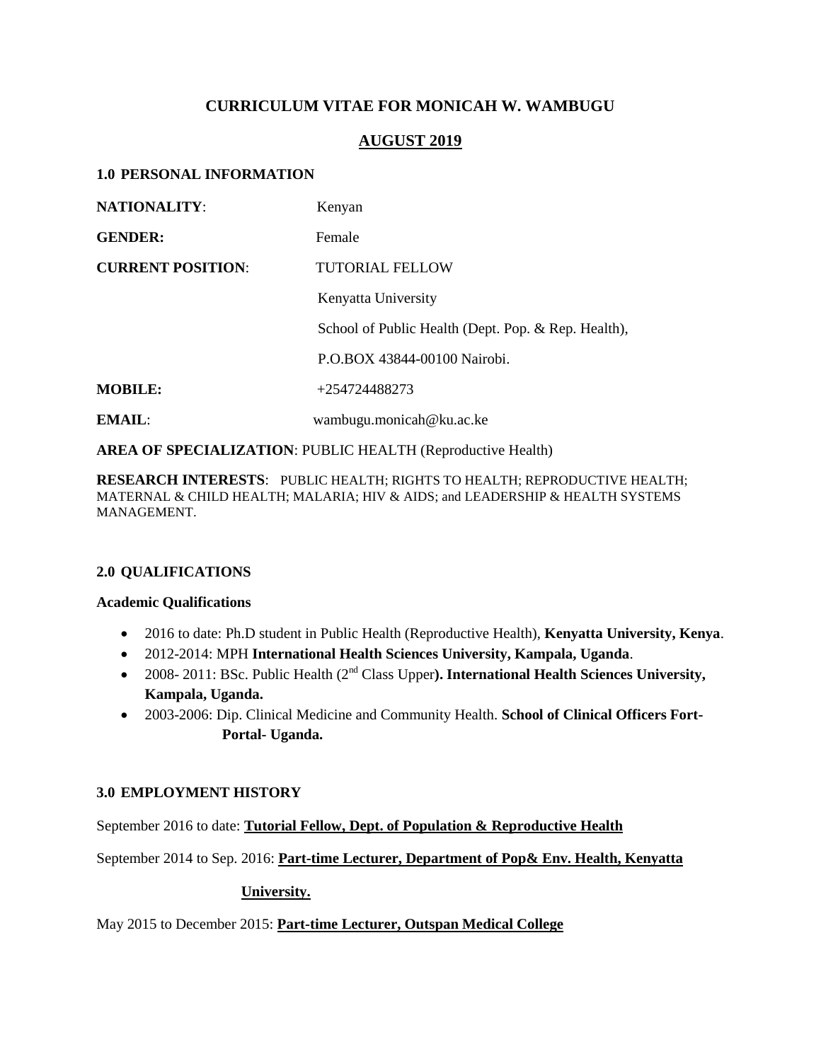# CURRICULUM VITAE FOR MONICAH W. WAMBUGU

## AUGUST 2019

### 1.0 PERSONAL INFORMATION

**NATIONALITY**: Kenyan

**GENDER:** Female

**CURRENT POSITION**: TUTORIAL FELLOW
Kenyatta University
School of Public Health (Dept. Pop. & Rep. Health),
P.O.BOX 43844-00100 Nairobi.

**MOBILE:** +254724488273

**EMAIL**: wambugu.monicah@ku.ac.ke

**AREA OF SPECIALIZATION**: PUBLIC HEALTH (Reproductive Health)

**RESEARCH INTERESTS**: PUBLIC HEALTH; RIGHTS TO HEALTH; REPRODUCTIVE HEALTH; MATERNAL & CHILD HEALTH; MALARIA; HIV & AIDS; and LEADERSHIP & HEALTH SYSTEMS MANAGEMENT.

### 2.0 QUALIFICATIONS

**Academic Qualifications**

- 2016 to date: Ph.D student in Public Health (Reproductive Health), **Kenyatta University, Kenya**.
- 2012-2014: MPH **International Health Sciences University, Kampala, Uganda**.
- 2008- 2011: BSc. Public Health (2nd Class Upper**). International Health Sciences University, Kampala, Uganda.**
- 2003-2006: Dip. Clinical Medicine and Community Health. **School of Clinical Officers Fort-Portal- Uganda.**

### 3.0 EMPLOYMENT HISTORY

September 2016 to date: **Tutorial Fellow, Dept. of Population & Reproductive Health**

September 2014 to Sep. 2016: **Part-time Lecturer, Department of Pop& Env. Health, Kenyatta University.**

May 2015 to December 2015: **Part-time Lecturer, Outspan Medical College**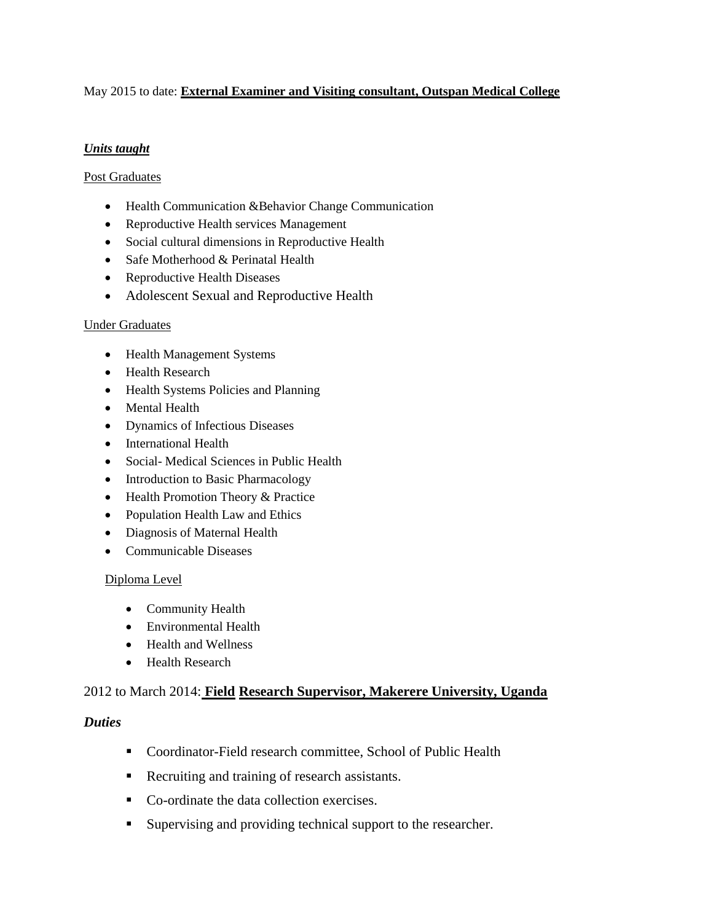May 2015 to date: **External Examiner and Visiting consultant, Outspan Medical College**

***Units taught***

Post Graduates

- Health Communication &Behavior Change Communication
- Reproductive Health services Management
- Social cultural dimensions in Reproductive Health
- Safe Motherhood & Perinatal Health
- Reproductive Health Diseases
- Adolescent Sexual and Reproductive Health

Under Graduates

- Health Management Systems
- Health Research
- Health Systems Policies and Planning
- Mental Health
- Dynamics of Infectious Diseases
- International Health
- Social- Medical Sciences in Public Health
- Introduction to Basic Pharmacology
- Health Promotion Theory & Practice
- Population Health Law and Ethics
- Diagnosis of Maternal Health
- Communicable Diseases

Diploma Level

- Community Health
- Environmental Health
- Health and Wellness
- Health Research

2012 to March 2014: **Field Research Supervisor, Makerere University, Uganda**

***Duties***

- Coordinator-Field research committee, School of Public Health
- Recruiting and training of research assistants.
- Co-ordinate the data collection exercises.
- Supervising and providing technical support to the researcher.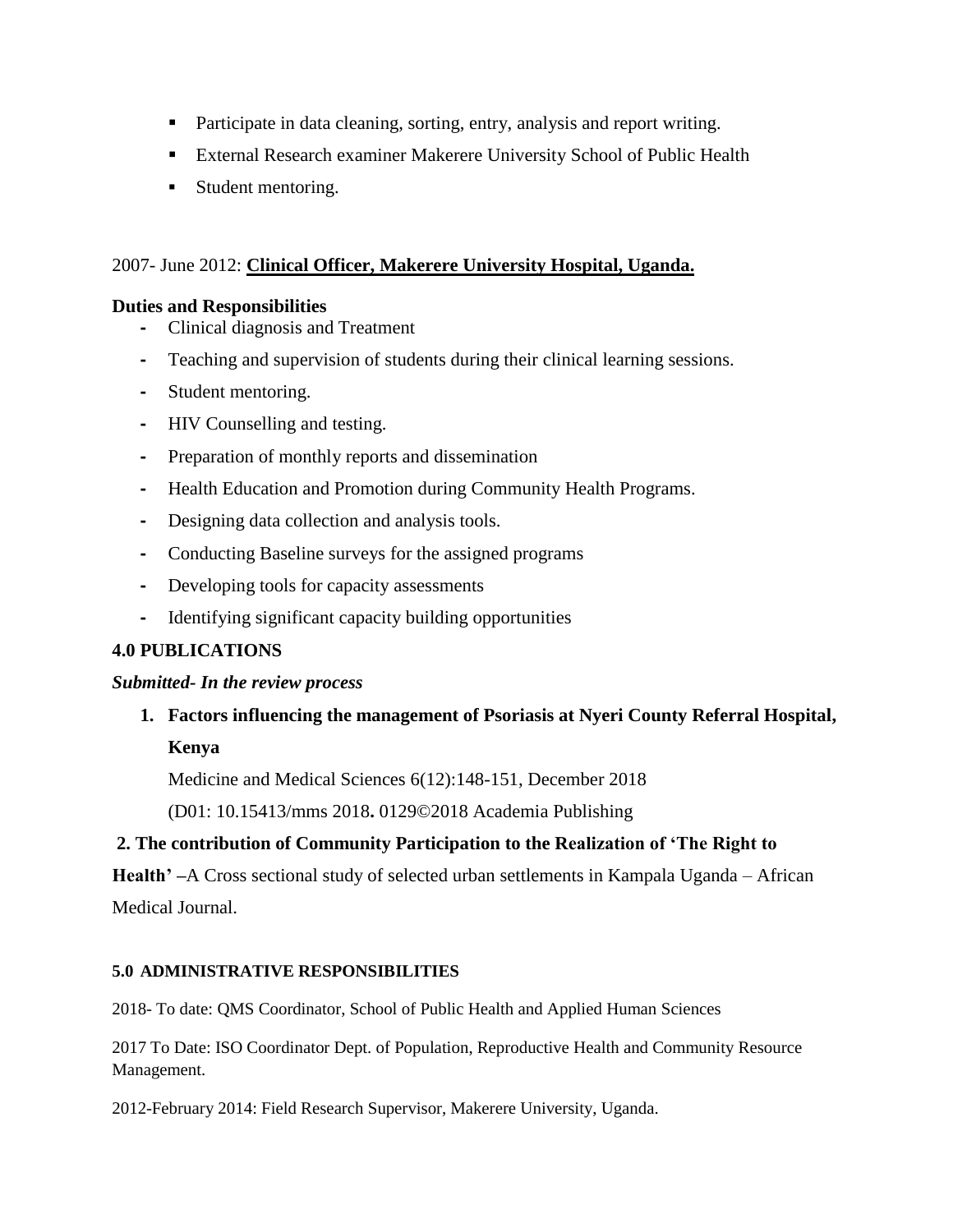- Participate in data cleaning, sorting, entry, analysis and report writing.
- External Research examiner Makerere University School of Public Health
- Student mentoring.

2007- June 2012: **Clinical Officer, Makerere University Hospital, Uganda.**

**Duties and Responsibilities**

- Clinical diagnosis and Treatment
- Teaching and supervision of students during their clinical learning sessions.
- Student mentoring.
- HIV Counselling and testing.
- Preparation of monthly reports and dissemination
- Health Education and Promotion during Community Health Programs.
- Designing data collection and analysis tools.
- Conducting Baseline surveys for the assigned programs
- Developing tools for capacity assessments
- Identifying significant capacity building opportunities

## 4.0 PUBLICATIONS

***Submitted- In the review process***

1. **Factors influencing the management of Psoriasis at Nyeri County Referral Hospital, Kenya**

   Medicine and Medical Sciences 6(12):148-151, December 2018

   (D01: 10.15413/mms 2018**.** 0129©2018 Academia Publishing

**2. The contribution of Community Participation to the Realization of 'The Right to Health' –**A Cross sectional study of selected urban settlements in Kampala Uganda – African Medical Journal.

## 5.0 ADMINISTRATIVE RESPONSIBILITIES

2018- To date: QMS Coordinator, School of Public Health and Applied Human Sciences

2017 To Date: ISO Coordinator Dept. of Population, Reproductive Health and Community Resource Management.

2012-February 2014: Field Research Supervisor, Makerere University, Uganda.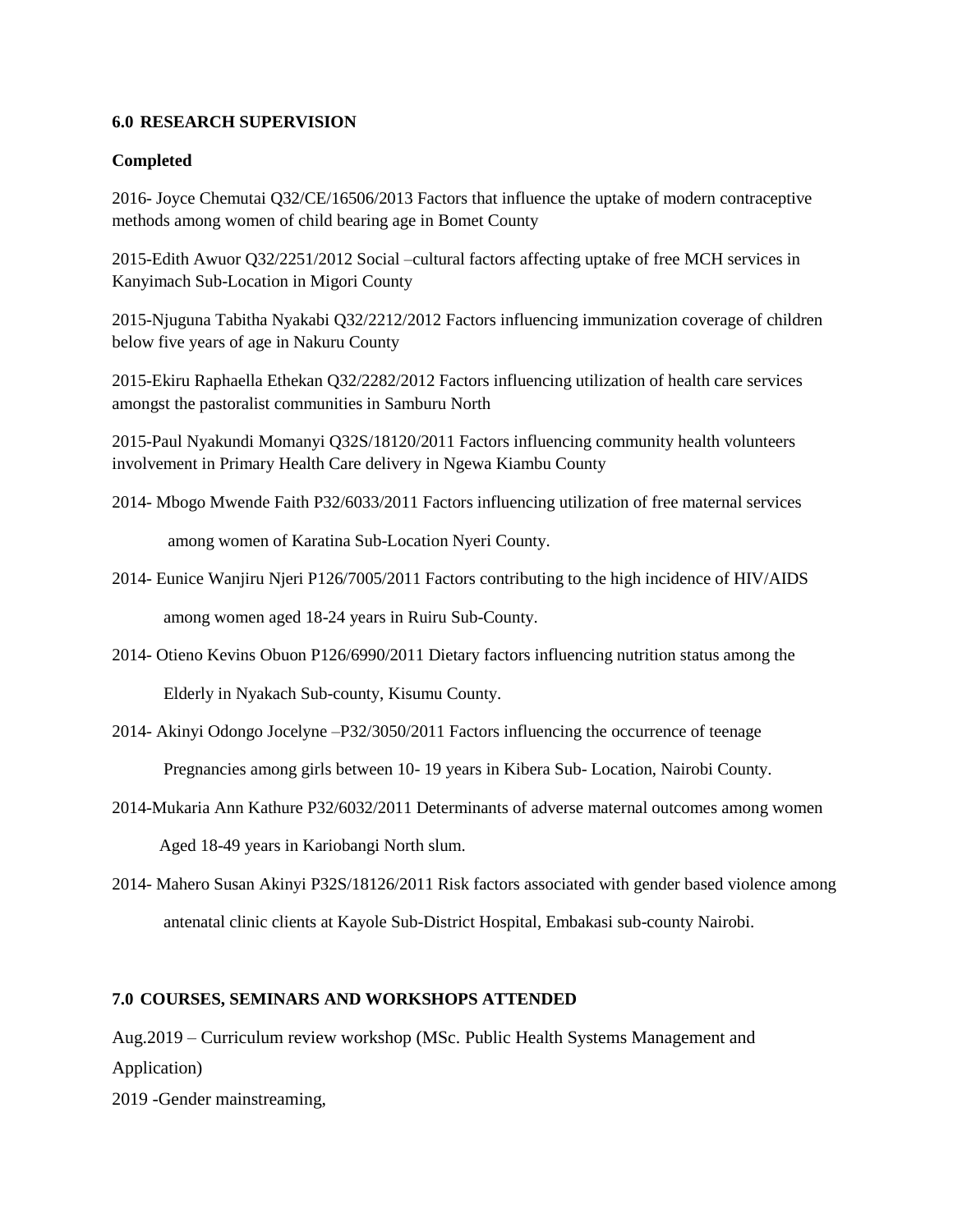## 6.0 RESEARCH SUPERVISION

**Completed**

2016- Joyce Chemutai Q32/CE/16506/2013 Factors that influence the uptake of modern contraceptive methods among women of child bearing age in Bomet County

2015-Edith Awuor Q32/2251/2012 Social –cultural factors affecting uptake of free MCH services in Kanyimach Sub-Location in Migori County

2015-Njuguna Tabitha Nyakabi Q32/2212/2012 Factors influencing immunization coverage of children below five years of age in Nakuru County

2015-Ekiru Raphaella Ethekan Q32/2282/2012 Factors influencing utilization of health care services amongst the pastoralist communities in Samburu North

2015-Paul Nyakundi Momanyi Q32S/18120/2011 Factors influencing community health volunteers involvement in Primary Health Care delivery in Ngewa Kiambu County

2014- Mbogo Mwende Faith P32/6033/2011 Factors influencing utilization of free maternal services among women of Karatina Sub-Location Nyeri County.

2014- Eunice Wanjiru Njeri P126/7005/2011 Factors contributing to the high incidence of HIV/AIDS among women aged 18-24 years in Ruiru Sub-County.

2014- Otieno Kevins Obuon P126/6990/2011 Dietary factors influencing nutrition status among the Elderly in Nyakach Sub-county, Kisumu County.

2014- Akinyi Odongo Jocelyne –P32/3050/2011 Factors influencing the occurrence of teenage Pregnancies among girls between 10- 19 years in Kibera Sub- Location, Nairobi County.

2014-Mukaria Ann Kathure P32/6032/2011 Determinants of adverse maternal outcomes among women Aged 18-49 years in Kariobangi North slum.

2014- Mahero Susan Akinyi P32S/18126/2011 Risk factors associated with gender based violence among antenatal clinic clients at Kayole Sub-District Hospital, Embakasi sub-county Nairobi.

## 7.0 COURSES, SEMINARS AND WORKSHOPS ATTENDED

Aug.2019 – Curriculum review workshop (MSc. Public Health Systems Management and Application)

2019 -Gender mainstreaming,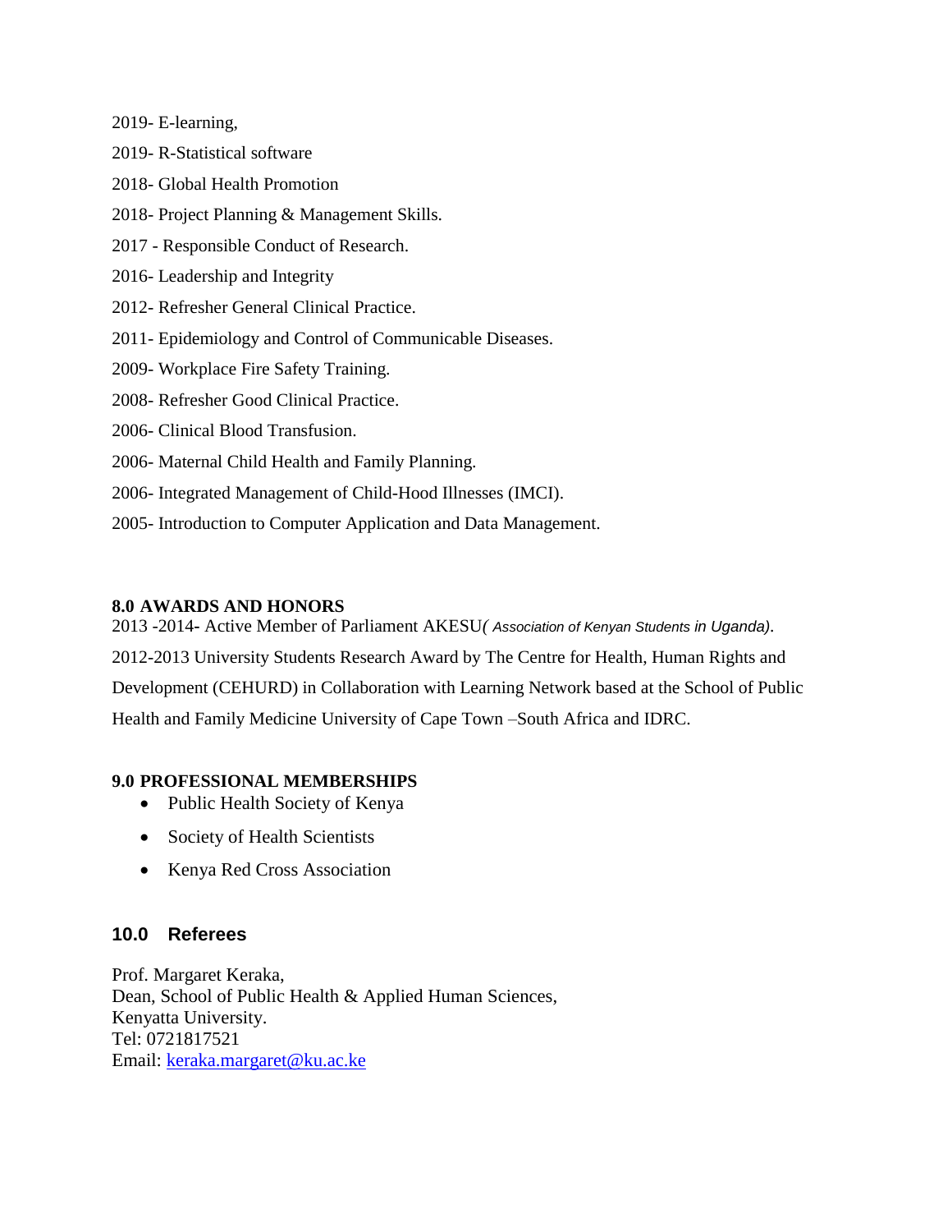2019- E-learning,

2019- R-Statistical software

2018- Global Health Promotion

2018- Project Planning & Management Skills.

2017 - Responsible Conduct of Research.

2016- Leadership and Integrity

2012- Refresher General Clinical Practice.

2011- Epidemiology and Control of Communicable Diseases.

2009- Workplace Fire Safety Training.

2008- Refresher Good Clinical Practice.

2006- Clinical Blood Transfusion.

2006- Maternal Child Health and Family Planning.

2006- Integrated Management of Child-Hood Illnesses (IMCI).

2005- Introduction to Computer Application and Data Management.

## 8.0 AWARDS AND HONORS

2013 -2014- Active Member of Parliament AKESU*( Association of Kenyan Students in Uganda).*

2012-2013 University Students Research Award by The Centre for Health, Human Rights and Development (CEHURD) in Collaboration with Learning Network based at the School of Public Health and Family Medicine University of Cape Town –South Africa and IDRC.

## 9.0 PROFESSIONAL MEMBERSHIPS

- Public Health Society of Kenya
- Society of Health Scientists
- Kenya Red Cross Association

## 10.0 Referees

Prof. Margaret Keraka,
Dean, School of Public Health & Applied Human Sciences,
Kenyatta University.
Tel: 0721817521
Email: keraka.margaret@ku.ac.ke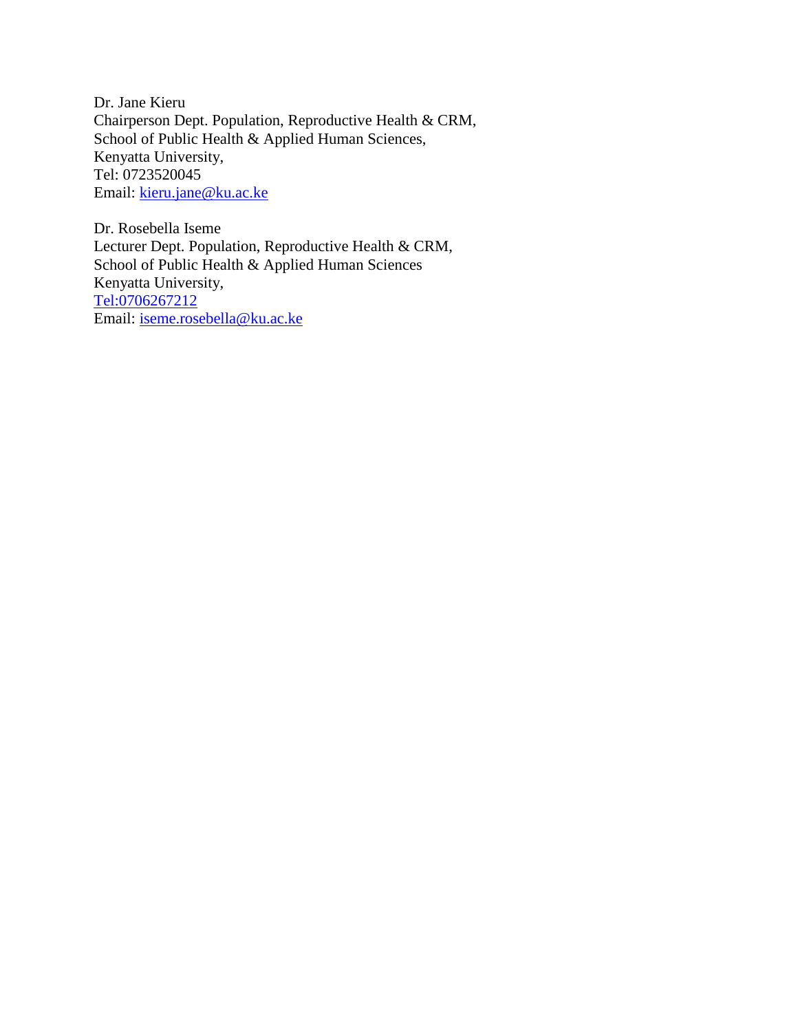Dr. Jane Kieru
Chairperson Dept. Population, Reproductive Health & CRM,
School of Public Health & Applied Human Sciences,
Kenyatta University,
Tel: 0723520045
Email: kieru.jane@ku.ac.ke

Dr. Rosebella Iseme
Lecturer Dept. Population, Reproductive Health & CRM,
School of Public Health & Applied Human Sciences
Kenyatta University,
Tel:0706267212
Email: iseme.rosebella@ku.ac.ke